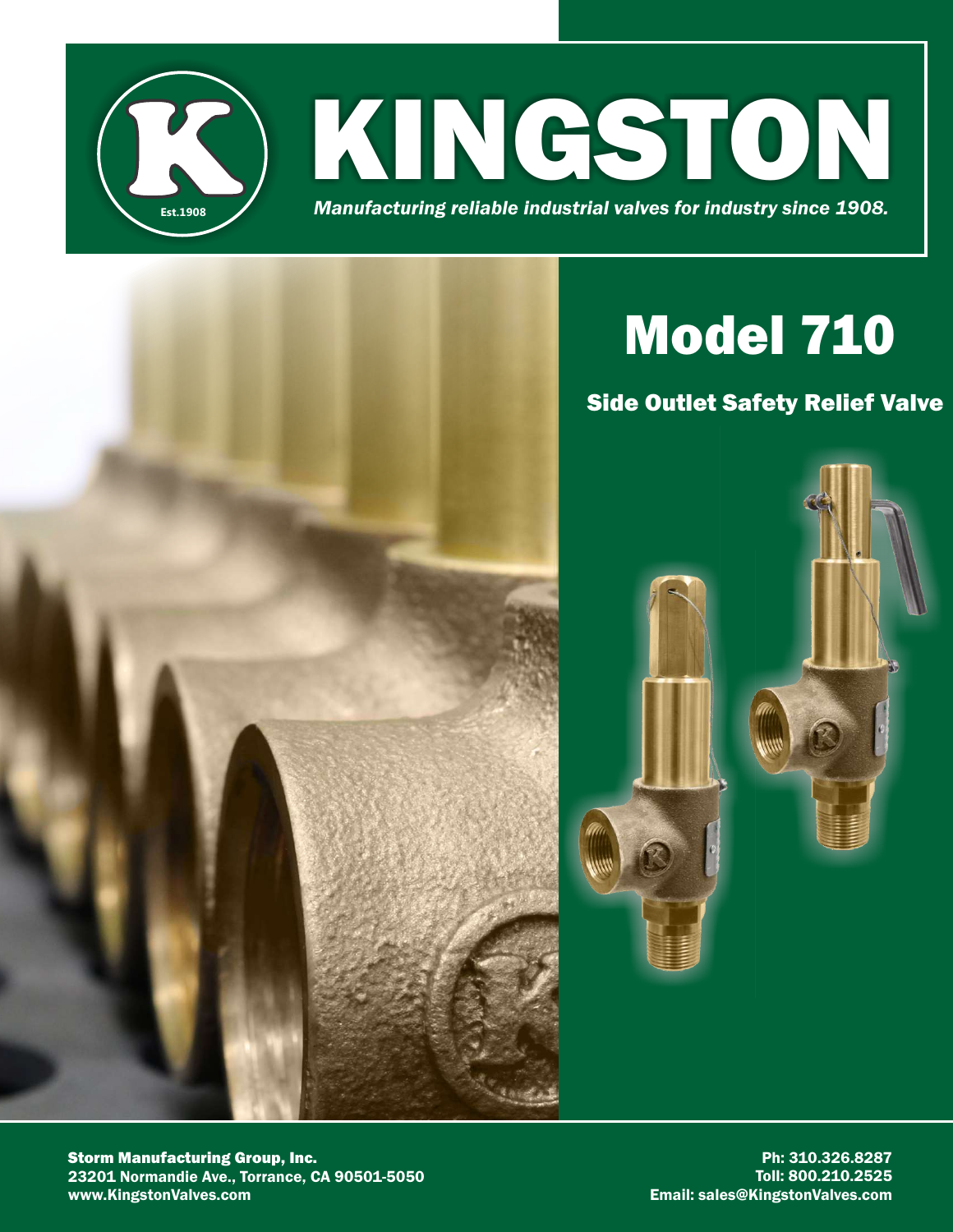# KINGSTON

Est.1908

*Manufacturing reliable industrial valves for industry since 1908.*

# Model 710

## Side Outlet Safety Relief Valve

**Storm Manufacturing Group, Inc.**
23201 Normandie Ave., Torrance, CA 90501-5050
www.KingstonValves.com

Ph: 310.326.8287
Toll: 800.210.2525
Email: sales@KingstonValves.com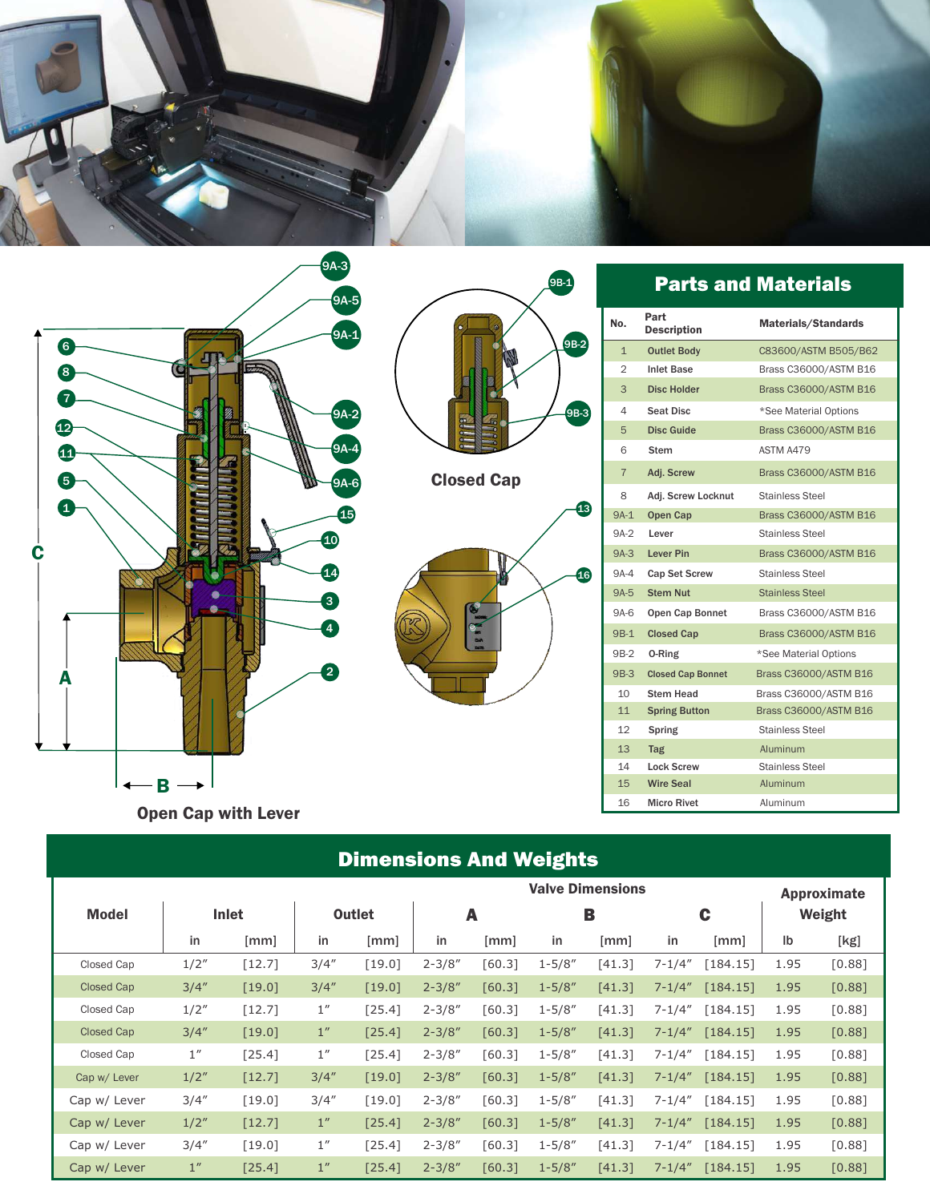Open Cap with Lever

Closed Cap

## Parts and Materials

| No. | Part Description | Materials/Standards |
|---|---|---|
| 1 | Outlet Body | C83600/ASTM B505/B62 |
| 2 | Inlet Base | Brass C36000/ASTM B16 |
| 3 | Disc Holder | Brass C36000/ASTM B16 |
| 4 | Seat Disc | *See Material Options |
| 5 | Disc Guide | Brass C36000/ASTM B16 |
| 6 | Stem | ASTM A479 |
| 7 | Adj. Screw | Brass C36000/ASTM B16 |
| 8 | Adj. Screw Locknut | Stainless Steel |
| 9A-1 | Open Cap | Brass C36000/ASTM B16 |
| 9A-2 | Lever | Stainless Steel |
| 9A-3 | Lever Pin | Brass C36000/ASTM B16 |
| 9A-4 | Cap Set Screw | Stainless Steel |
| 9A-5 | Stem Nut | Stainless Steel |
| 9A-6 | Open Cap Bonnet | Brass C36000/ASTM B16 |
| 9B-1 | Closed Cap | Brass C36000/ASTM B16 |
| 9B-2 | O-Ring | *See Material Options |
| 9B-3 | Closed Cap Bonnet | Brass C36000/ASTM B16 |
| 10 | Stem Head | Brass C36000/ASTM B16 |
| 11 | Spring Button | Brass C36000/ASTM B16 |
| 12 | Spring | Stainless Steel |
| 13 | Tag | Aluminum |
| 14 | Lock Screw | Stainless Steel |
| 15 | Wire Seal | Aluminum |
| 16 | Micro Rivet | Aluminum |

## Dimensions And Weights

| Model | Inlet | | Outlet | | A | | B | | C | | Approximate Weight | |
|---|---|---|---|---|---|---|---|---|---|---|---|---|
| | in | [mm] | in | [mm] | in | [mm] | in | [mm] | in | [mm] | lb | [kg] |
| Closed Cap | 1/2″ | [12.7] | 3/4″ | [19.0] | 2-3/8″ | [60.3] | 1-5/8″ | [41.3] | 7-1/4″ | [184.15] | 1.95 | [0.88] |
| Closed Cap | 3/4″ | [19.0] | 3/4″ | [19.0] | 2-3/8″ | [60.3] | 1-5/8″ | [41.3] | 7-1/4″ | [184.15] | 1.95 | [0.88] |
| Closed Cap | 1/2″ | [12.7] | 1″ | [25.4] | 2-3/8″ | [60.3] | 1-5/8″ | [41.3] | 7-1/4″ | [184.15] | 1.95 | [0.88] |
| Closed Cap | 3/4″ | [19.0] | 1″ | [25.4] | 2-3/8″ | [60.3] | 1-5/8″ | [41.3] | 7-1/4″ | [184.15] | 1.95 | [0.88] |
| Closed Cap | 1″ | [25.4] | 1″ | [25.4] | 2-3/8″ | [60.3] | 1-5/8″ | [41.3] | 7-1/4″ | [184.15] | 1.95 | [0.88] |
| Cap w/ Lever | 1/2″ | [12.7] | 3/4″ | [19.0] | 2-3/8″ | [60.3] | 1-5/8″ | [41.3] | 7-1/4″ | [184.15] | 1.95 | [0.88] |
| Cap w/ Lever | 3/4″ | [19.0] | 3/4″ | [19.0] | 2-3/8″ | [60.3] | 1-5/8″ | [41.3] | 7-1/4″ | [184.15] | 1.95 | [0.88] |
| Cap w/ Lever | 1/2″ | [12.7] | 1″ | [25.4] | 2-3/8″ | [60.3] | 1-5/8″ | [41.3] | 7-1/4″ | [184.15] | 1.95 | [0.88] |
| Cap w/ Lever | 3/4″ | [19.0] | 1″ | [25.4] | 2-3/8″ | [60.3] | 1-5/8″ | [41.3] | 7-1/4″ | [184.15] | 1.95 | [0.88] |
| Cap w/ Lever | 1″ | [25.4] | 1″ | [25.4] | 2-3/8″ | [60.3] | 1-5/8″ | [41.3] | 7-1/4″ | [184.15] | 1.95 | [0.88] |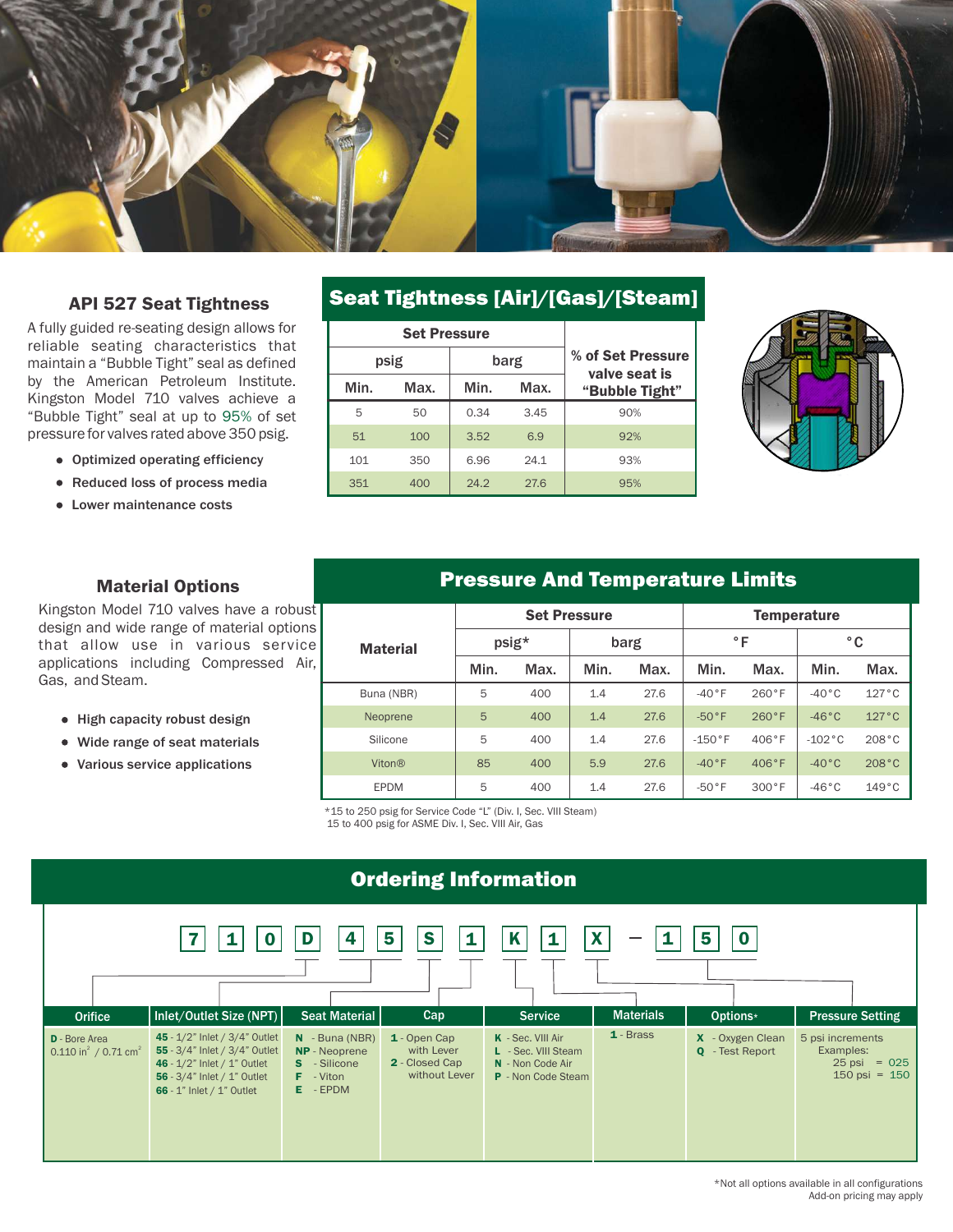## API 527 Seat Tightness

A fully guided re-seating design allows for reliable seating characteristics that maintain a "Bubble Tight" seal as defined by the American Petroleum Institute. Kingston Model 710 valves achieve a "Bubble Tight" seal at up to 95% of set pressure for valves rated above 350 psig.

- Optimized operating efficiency
- Reduced loss of process media
- Lower maintenance costs

## Seat Tightness [Air]/[Gas]/[Steam]

| Set Pressure | | | | % of Set Pressure valve seat is "Bubble Tight" |
|---|---|---|---|---|
| psig | | barg | | |
| Min. | Max. | Min. | Max. | |
| 5 | 50 | 0.34 | 3.45 | 90% |
| 51 | 100 | 3.52 | 6.9 | 92% |
| 101 | 350 | 6.96 | 24.1 | 93% |
| 351 | 400 | 24.2 | 27.6 | 95% |

## Material Options

Kingston Model 710 valves have a robust design and wide range of material options that allow use in various service applications including Compressed Air, Gas, and Steam.

- High capacity robust design
- Wide range of seat materials
- Various service applications

## Pressure And Temperature Limits

| Material | Set Pressure | | | | Temperature | | | |
|---|---|---|---|---|---|---|---|---|
| | psig* | | barg | | °F | | °C | |
| | Min. | Max. | Min. | Max. | Min. | Max. | Min. | Max. |
| Buna (NBR) | 5 | 400 | 1.4 | 27.6 | -40°F | 260°F | -40°C | 127°C |
| Neoprene | 5 | 400 | 1.4 | 27.6 | -50°F | 260°F | -46°C | 127°C |
| Silicone | 5 | 400 | 1.4 | 27.6 | -150°F | 406°F | -102°C | 208°C |
| Viton® | 85 | 400 | 5.9 | 27.6 | -40°F | 406°F | -40°C | 208°C |
| EPDM | 5 | 400 | 1.4 | 27.6 | -50°F | 300°F | -46°C | 149°C |

*15 to 250 psig for Service Code "L" (Div. I, Sec. VIII Steam)
15 to 400 psig for ASME Div. I, Sec. VIII Air, Gas

## Ordering Information

**7 1 0 D 45 S 1 K 1 X – 150**

| Orifice | Inlet/Outlet Size (NPT) | Seat Material | Cap | Service | Materials | Options* | Pressure Setting |
|---|---|---|---|---|---|---|---|
| **D** - Bore Area 0.110 in² / 0.71 cm² | **45** - 1/2" Inlet / 3/4" Outlet<br>**55** - 3/4" Inlet / 3/4" Outlet<br>**46** - 1/2" Inlet / 1" Outlet<br>**56** - 3/4" Inlet / 1" Outlet<br>**66** - 1" Inlet / 1" Outlet | **N** - Buna (NBR)<br>**NP** - Neoprene<br>**S** - Silicone<br>**F** - Viton<br>**E** - EPDM | **1** - Open Cap with Lever<br>**2** - Closed Cap without Lever | **K** - Sec. VIII Air<br>**L** - Sec. VIII Steam<br>**N** - Non Code Air<br>**P** - Non Code Steam | **1** - Brass | **X** - Oxygen Clean<br>**Q** - Test Report | 5 psi increments<br>Examples:<br>25 psi = 025<br>150 psi = 150 |

*Not all options available in all configurations
Add-on pricing may apply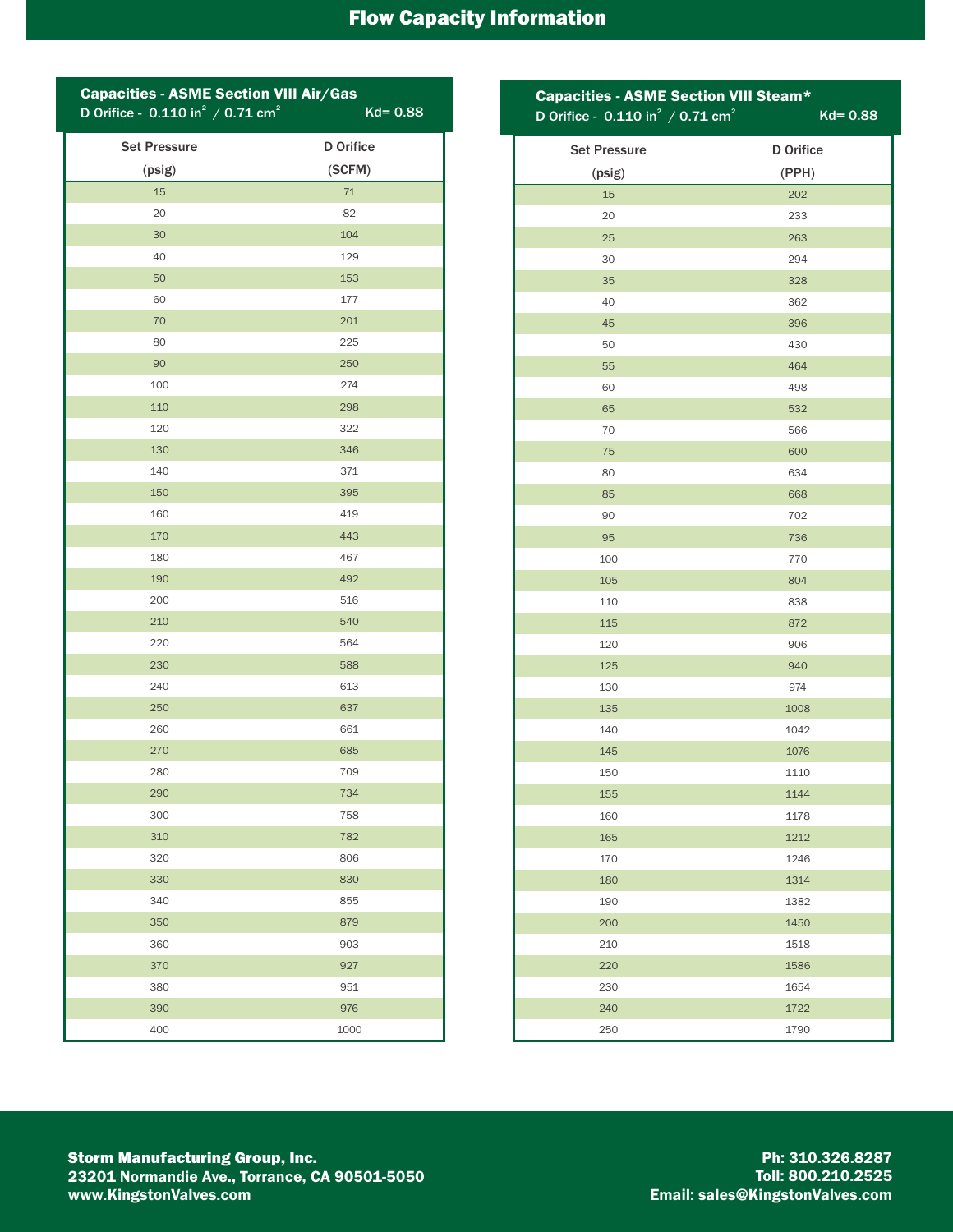# Flow Capacity Information

## Capacities - ASME Section VIII Air/Gas

D Orifice - 0.110 $in^2$ / 0.71 $cm^2$ Kd= 0.88

| Set Pressure (psig) | D Orifice (SCFM) |
|---|---|
| 15 | 71 |
| 20 | 82 |
| 30 | 104 |
| 40 | 129 |
| 50 | 153 |
| 60 | 177 |
| 70 | 201 |
| 80 | 225 |
| 90 | 250 |
| 100 | 274 |
| 110 | 298 |
| 120 | 322 |
| 130 | 346 |
| 140 | 371 |
| 150 | 395 |
| 160 | 419 |
| 170 | 443 |
| 180 | 467 |
| 190 | 492 |
| 200 | 516 |
| 210 | 540 |
| 220 | 564 |
| 230 | 588 |
| 240 | 613 |
| 250 | 637 |
| 260 | 661 |
| 270 | 685 |
| 280 | 709 |
| 290 | 734 |
| 300 | 758 |
| 310 | 782 |
| 320 | 806 |
| 330 | 830 |
| 340 | 855 |
| 350 | 879 |
| 360 | 903 |
| 370 | 927 |
| 380 | 951 |
| 390 | 976 |
| 400 | 1000 |

## Capacities - ASME Section VIII Steam*

D Orifice - 0.110 $in^2$ / 0.71 $cm^2$ Kd= 0.88

| Set Pressure (psig) | D Orifice (PPH) |
|---|---|
| 15 | 202 |
| 20 | 233 |
| 25 | 263 |
| 30 | 294 |
| 35 | 328 |
| 40 | 362 |
| 45 | 396 |
| 50 | 430 |
| 55 | 464 |
| 60 | 498 |
| 65 | 532 |
| 70 | 566 |
| 75 | 600 |
| 80 | 634 |
| 85 | 668 |
| 90 | 702 |
| 95 | 736 |
| 100 | 770 |
| 105 | 804 |
| 110 | 838 |
| 115 | 872 |
| 120 | 906 |
| 125 | 940 |
| 130 | 974 |
| 135 | 1008 |
| 140 | 1042 |
| 145 | 1076 |
| 150 | 1110 |
| 155 | 1144 |
| 160 | 1178 |
| 165 | 1212 |
| 170 | 1246 |
| 180 | 1314 |
| 190 | 1382 |
| 200 | 1450 |
| 210 | 1518 |
| 220 | 1586 |
| 230 | 1654 |
| 240 | 1722 |
| 250 | 1790 |

**Storm Manufacturing Group, Inc.**
**23201 Normandie Ave., Torrance, CA 90501-5050**
**www.KingstonValves.com**

**Ph: 310.326.8287**
**Toll: 800.210.2525**
**Email: sales@KingstonValves.com**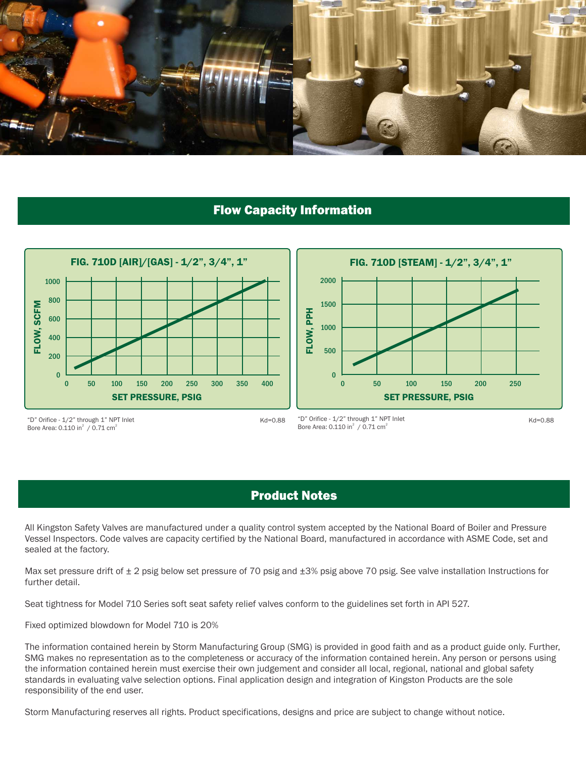## Flow Capacity Information

**FIG. 710D [AIR]/[GAS] - 1/2", 3/4", 1"**

FLOW, SCFM

SET PRESSURE, PSIG

"D" Orifice - 1/2" through 1" NPT Inlet
Bore Area: 0.110 $in^2$ / 0.71 $cm^2$

Kd=0.88

**FIG. 710D [STEAM] - 1/2", 3/4", 1"**

FLOW, PPH

SET PRESSURE, PSIG

"D" Orifice - 1/2" through 1" NPT Inlet
Bore Area: 0.110 $in^2$ / 0.71 $cm^2$

Kd=0.88

## Product Notes

All Kingston Safety Valves are manufactured under a quality control system accepted by the National Board of Boiler and Pressure Vessel Inspectors. Code valves are capacity certified by the National Board, manufactured in accordance with ASME Code, set and sealed at the factory.

Max set pressure drift of ± 2 psig below set pressure of 70 psig and ±3% psig above 70 psig. See valve installation Instructions for further detail.

Seat tightness for Model 710 Series soft seat safety relief valves conform to the guidelines set forth in API 527.

Fixed optimized blowdown for Model 710 is 20%

The information contained herein by Storm Manufacturing Group (SMG) is provided in good faith and as a product guide only. Further, SMG makes no representation as to the completeness or accuracy of the information contained herein. Any person or persons using the information contained herein must exercise their own judgement and consider all local, regional, national and global safety standards in evaluating valve selection options. Final application design and integration of Kingston Products are the sole responsibility of the end user.

Storm Manufacturing reserves all rights. Product specifications, designs and price are subject to change without notice.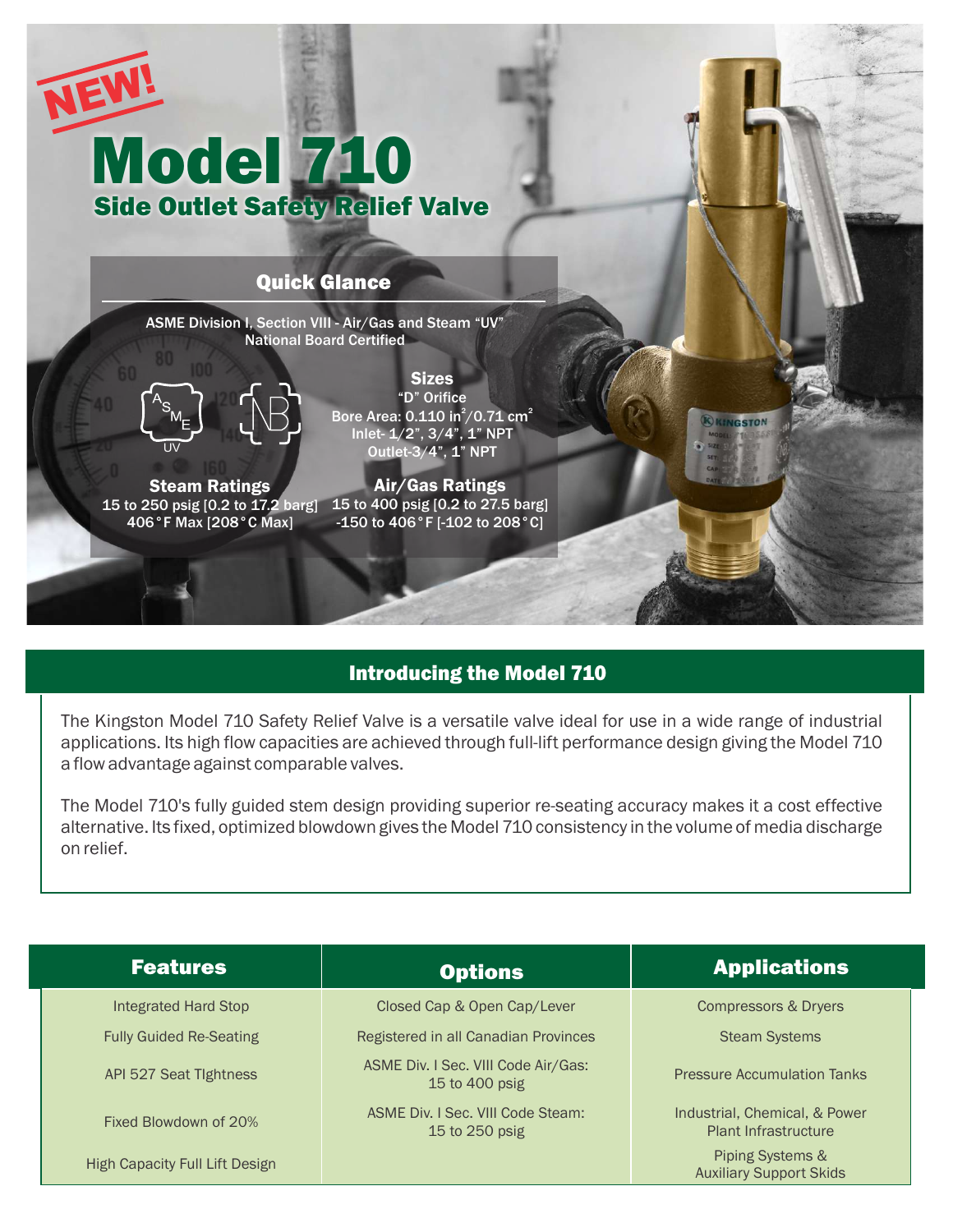NEW!

# Model 710

## Side Outlet Safety Relief Valve

### Quick Glance

ASME Division I, Section VIII - Air/Gas and Steam "UV"
National Board Certified

**Sizes**
"D" Orifice
Bore Area: 0.110 in$^2$/0.71 cm$^2$
Inlet- 1/2", 3/4", 1" NPT
Outlet-3/4", 1" NPT

**Steam Ratings**
15 to 250 psig [0.2 to 17.2 barg]
406°F Max [208°C Max]

**Air/Gas Ratings**
15 to 400 psig [0.2 to 27.5 barg]
-150 to 406°F [-102 to 208°C]

## Introducing the Model 710

The Kingston Model 710 Safety Relief Valve is a versatile valve ideal for use in a wide range of industrial applications. Its high flow capacities are achieved through full-lift performance design giving the Model 710 a flow advantage against comparable valves.

The Model 710's fully guided stem design providing superior re-seating accuracy makes it a cost effective alternative. Its fixed, optimized blowdown gives the Model 710 consistency in the volume of media discharge on relief.

| Features | Options | Applications |
| --- | --- | --- |
| Integrated Hard Stop | Closed Cap & Open Cap/Lever | Compressors & Dryers |
| Fully Guided Re-Seating | Registered in all Canadian Provinces | Steam Systems |
| API 527 Seat TIghtness | ASME Div. I Sec. VIII Code Air/Gas: 15 to 400 psig | Pressure Accumulation Tanks |
| Fixed Blowdown of 20% | ASME Div. I Sec. VIII Code Steam: 15 to 250 psig | Industrial, Chemical, & Power Plant Infrastructure |
| High Capacity Full Lift Design | | Piping Systems & Auxiliary Support Skids |